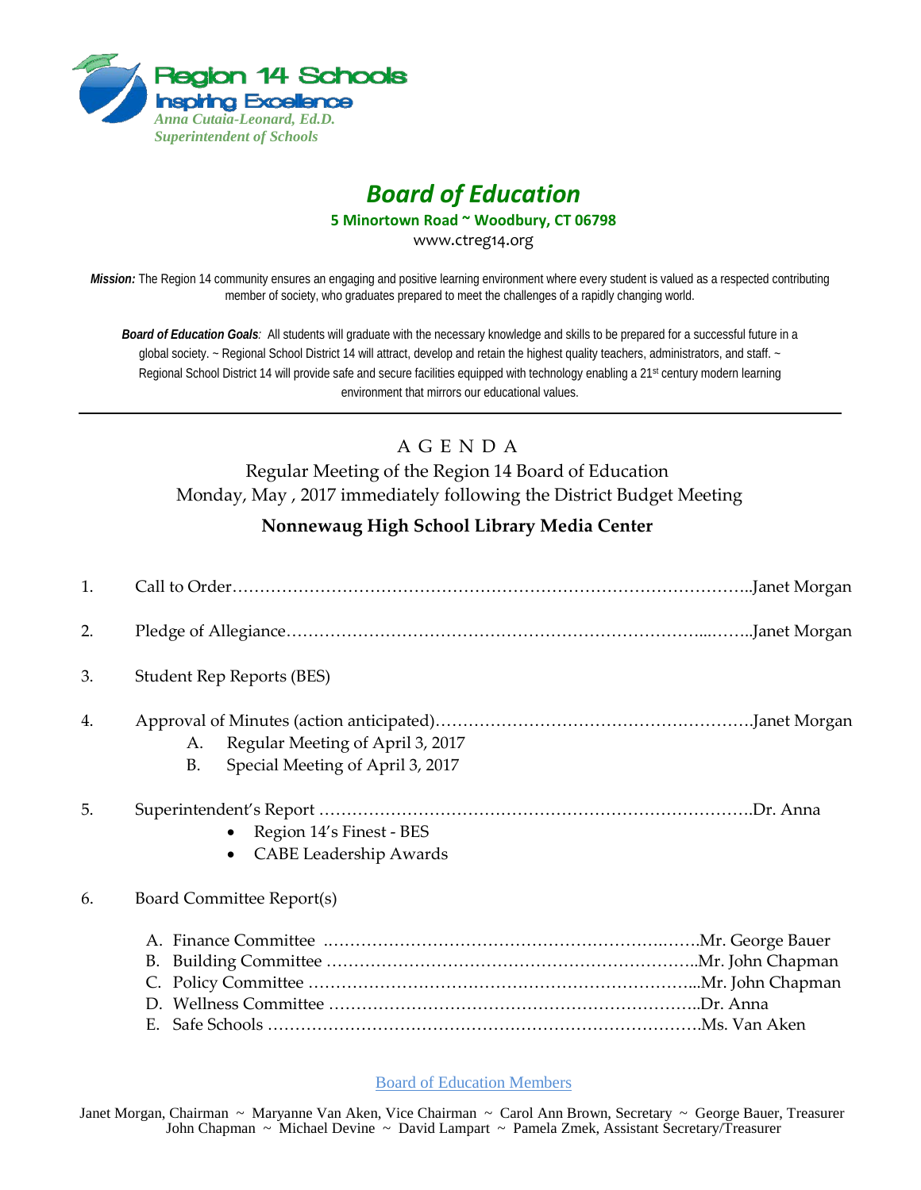Region 14 Schools
Inspiring Excellence
*Anna Cutaia-Leonard, Ed.D.*
*Superintendent of Schools*

# *Board of Education*

**5 Minortown Road ~ Woodbury, CT 06798**

www.ctreg14.org

***Mission:*** The Region 14 community ensures an engaging and positive learning environment where every student is valued as a respected contributing member of society, who graduates prepared to meet the challenges of a rapidly changing world.

***Board of Education Goals**:* All students will graduate with the necessary knowledge and skills to be prepared for a successful future in a global society. ~ Regional School District 14 will attract, develop and retain the highest quality teachers, administrators, and staff. ~ Regional School District 14 will provide safe and secure facilities equipped with technology enabling a 21st century modern learning environment that mirrors our educational values.

---

## A G E N D A

Regular Meeting of the Region 14 Board of Education
Monday, May , 2017 immediately following the District Budget Meeting

**Nonnewaug High School Library Media Center**

1. Call to Order……………………………………………………………………………..Janet Morgan

2. Pledge of Allegiance…………………………………………………………………...……..Janet Morgan

3. Student Rep Reports (BES)

4. Approval of Minutes (action anticipated)…………………………………………………Janet Morgan
   - A. Regular Meeting of April 3, 2017
   - B. Special Meeting of April 3, 2017

5. Superintendent's Report ……………………………………………………………………Dr. Anna
   - Region 14's Finest - BES
   - CABE Leadership Awards

6. Board Committee Report(s)

   - A. Finance Committee .…………………………………………………….…….Mr. George Bauer
   - B. Building Committee …………………………………………………………..Mr. John Chapman
   - C. Policy Committee ……………………………………………………………...Mr. John Chapman
   - D. Wellness Committee …………………………………………………………..Dr. Anna
   - E. Safe Schools ……………………………………………………….…………….Ms. Van Aken

Board of Education Members

Janet Morgan, Chairman ~ Maryanne Van Aken, Vice Chairman ~ Carol Ann Brown, Secretary ~ George Bauer, Treasurer
John Chapman ~ Michael Devine ~ David Lampart ~ Pamela Zmek, Assistant Secretary/Treasurer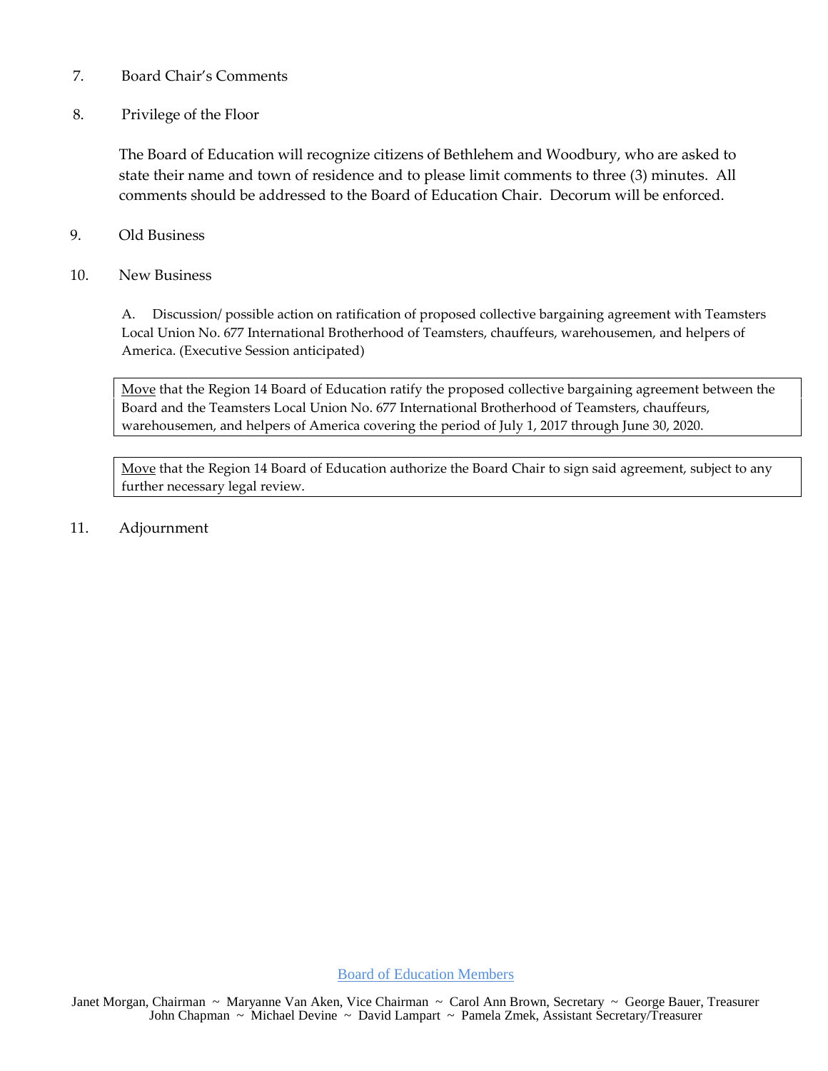7. Board Chair's Comments

8. Privilege of the Floor

   The Board of Education will recognize citizens of Bethlehem and Woodbury, who are asked to state their name and town of residence and to please limit comments to three (3) minutes. All comments should be addressed to the Board of Education Chair. Decorum will be enforced.

9. Old Business

10. New Business

    A. Discussion/ possible action on ratification of proposed collective bargaining agreement with Teamsters Local Union No. 677 International Brotherhood of Teamsters, chauffeurs, warehousemen, and helpers of America. (Executive Session anticipated)

> Move that the Region 14 Board of Education ratify the proposed collective bargaining agreement between the Board and the Teamsters Local Union No. 677 International Brotherhood of Teamsters, chauffeurs, warehousemen, and helpers of America covering the period of July 1, 2017 through June 30, 2020.

> Move that the Region 14 Board of Education authorize the Board Chair to sign said agreement, subject to any further necessary legal review.

11. Adjournment

Board of Education Members

Janet Morgan, Chairman ~ Maryanne Van Aken, Vice Chairman ~ Carol Ann Brown, Secretary ~ George Bauer, Treasurer
John Chapman ~ Michael Devine ~ David Lampart ~ Pamela Zmek, Assistant Secretary/Treasurer